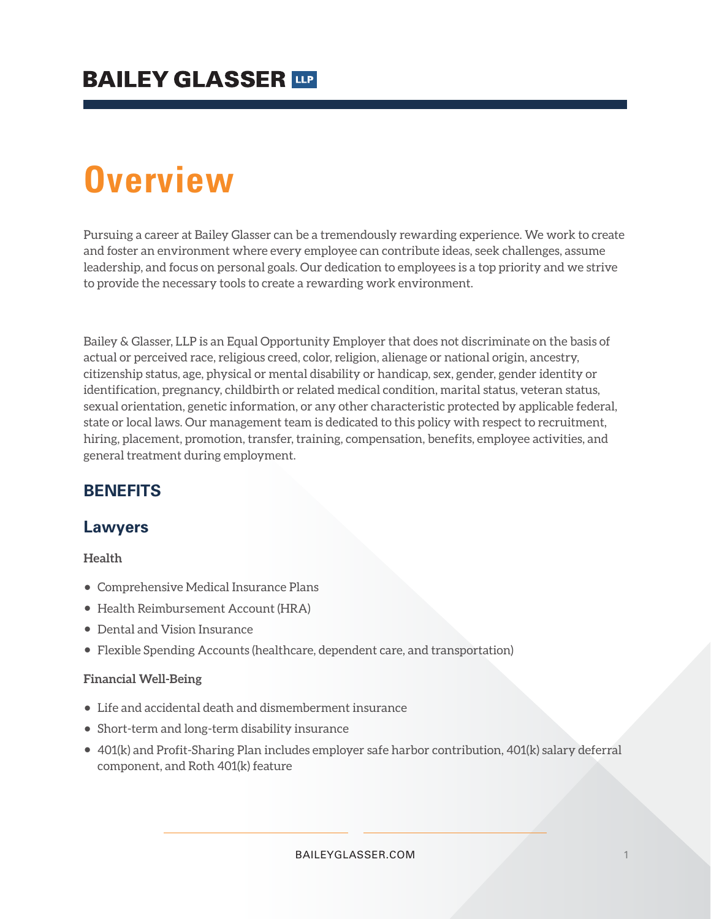# BAILEY GLASSER LLP

# Overview

Pursuing a career at Bailey Glasser can be a tremendously rewarding experience. We work to create and foster an environment where every employee can contribute ideas, seek challenges, assume leadership, and focus on personal goals. Our dedication to employees is a top priority and we strive to provide the necessary tools to create a rewarding work environment.

Bailey & Glasser, LLP is an Equal Opportunity Employer that does not discriminate on the basis of actual or perceived race, religious creed, color, religion, alienage or national origin, ancestry, citizenship status, age, physical or mental disability or handicap, sex, gender, gender identity or identification, pregnancy, childbirth or related medical condition, marital status, veteran status, sexual orientation, genetic information, or any other characteristic protected by applicable federal, state or local laws. Our management team is dedicated to this policy with respect to recruitment, hiring, placement, promotion, transfer, training, compensation, benefits, employee activities, and general treatment during employment.

## BENEFITS

### Lawyers

**Health**

- Comprehensive Medical Insurance Plans
- Health Reimbursement Account (HRA)
- Dental and Vision Insurance
- Flexible Spending Accounts (healthcare, dependent care, and transportation)

**Financial Well-Being**

- Life and accidental death and dismemberment insurance
- Short-term and long-term disability insurance
- 401(k) and Profit-Sharing Plan includes employer safe harbor contribution, 401(k) salary deferral component, and Roth 401(k) feature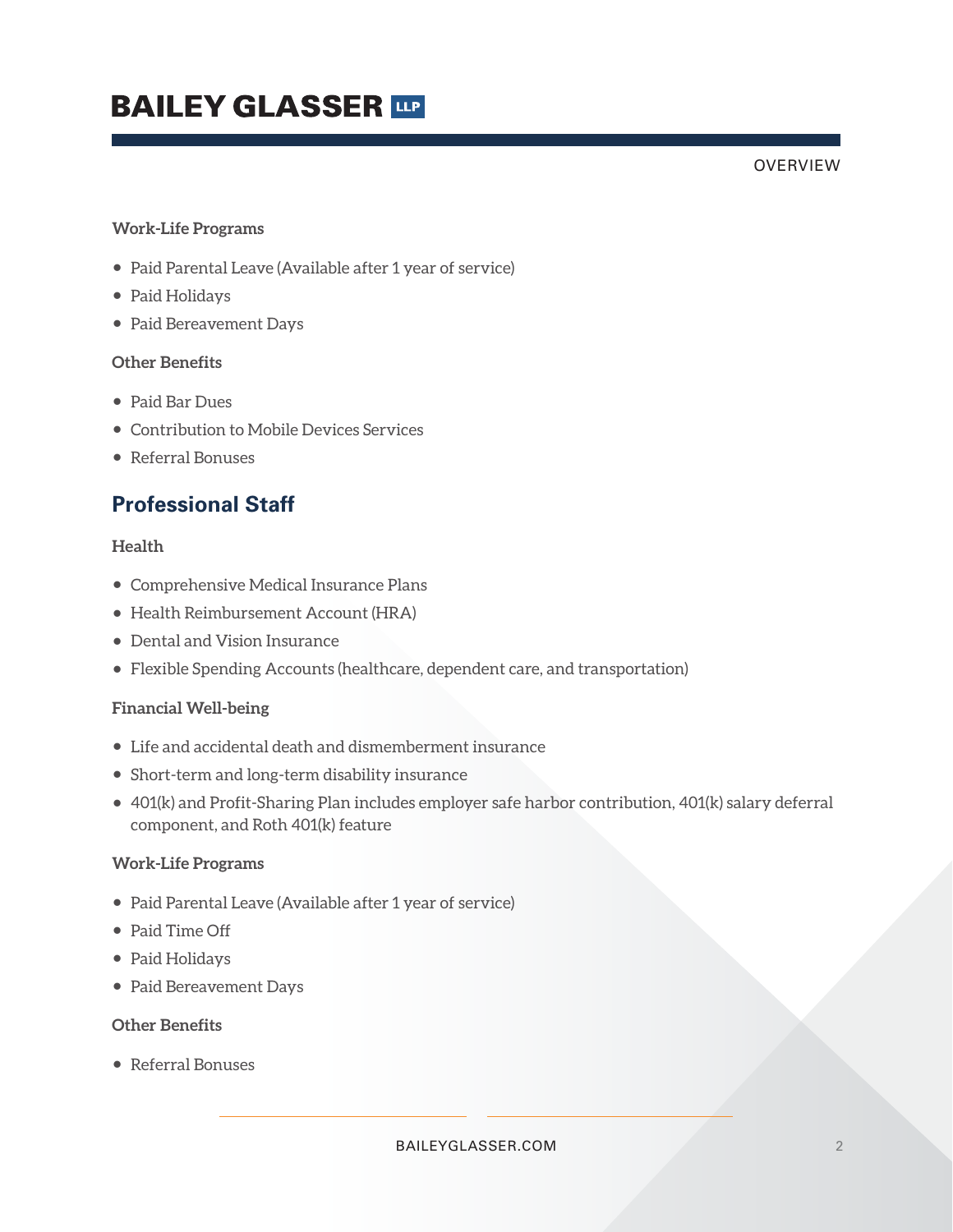### Work-Life Programs

- Paid Parental Leave (Available after 1 year of service)
- Paid Holidays
- Paid Bereavement Days

### Other Benefits

- Paid Bar Dues
- Contribution to Mobile Devices Services
- Referral Bonuses

## Professional Staff

### Health

- Comprehensive Medical Insurance Plans
- Health Reimbursement Account (HRA)
- Dental and Vision Insurance
- Flexible Spending Accounts (healthcare, dependent care, and transportation)

### Financial Well-being

- Life and accidental death and dismemberment insurance
- Short-term and long-term disability insurance
- 401(k) and Profit-Sharing Plan includes employer safe harbor contribution, 401(k) salary deferral component, and Roth 401(k) feature

### Work-Life Programs

- Paid Parental Leave (Available after 1 year of service)
- Paid Time Off
- Paid Holidays
- Paid Bereavement Days

### Other Benefits

- Referral Bonuses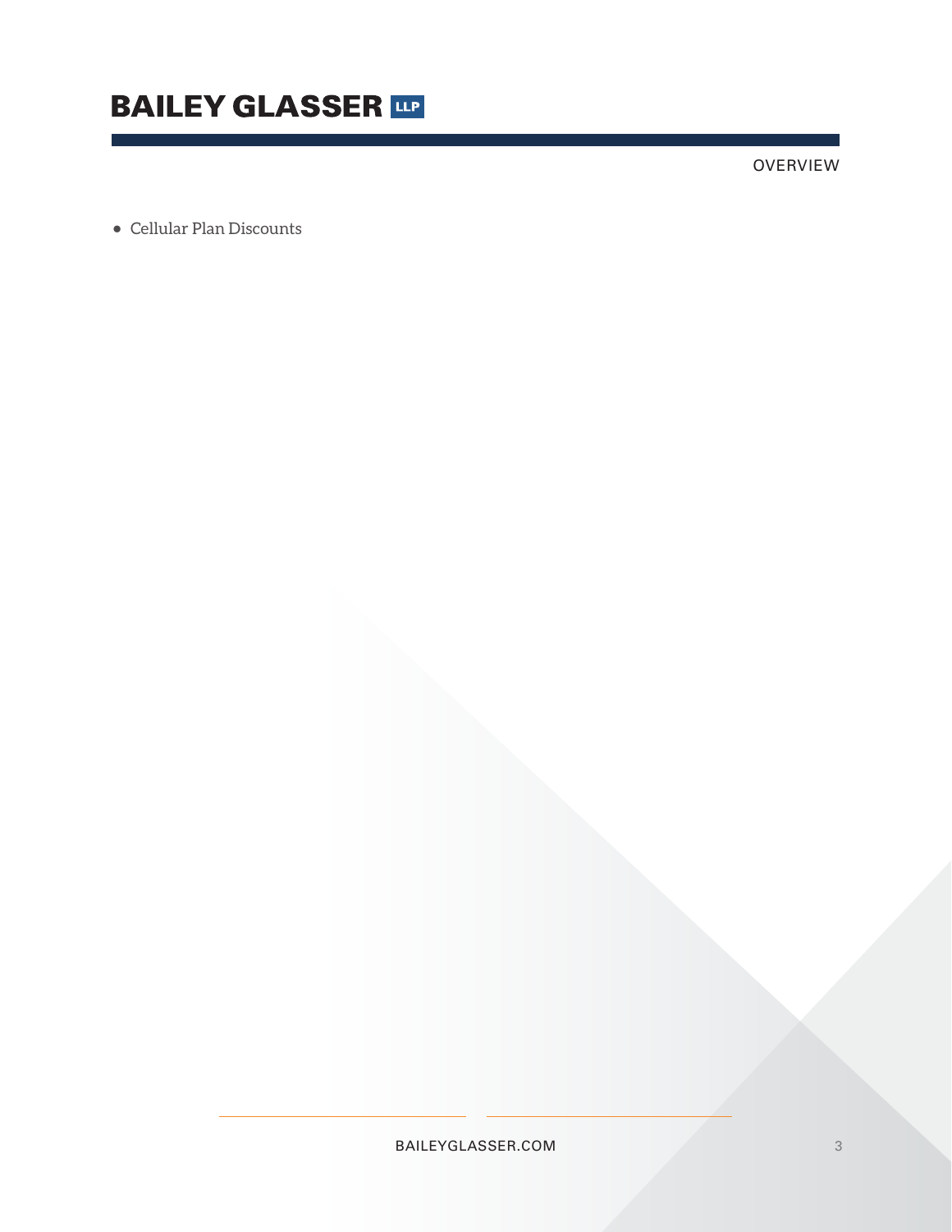- Cellular Plan Discounts